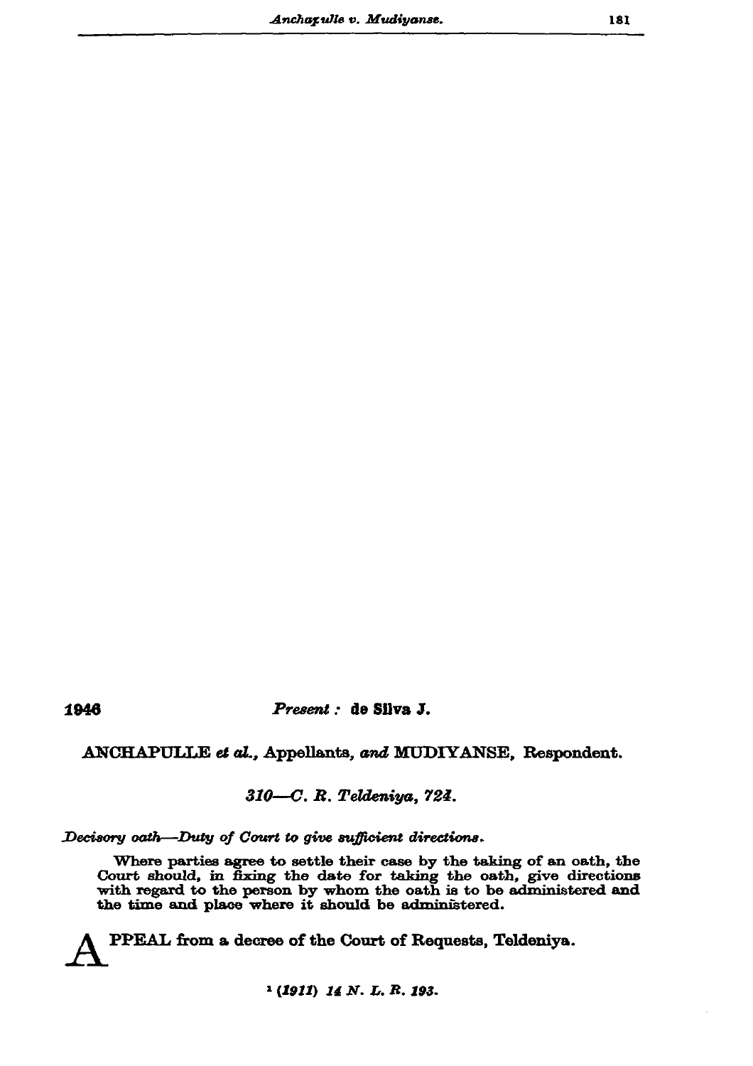1946 *Present* : **de Silva J.**

ANCHAPULLE *et al.*, Appellants, *and* MUDIYANSE, Respondent.

*310—C. R. Teldeniya, 724.*

*Decisory oath—Duty of Court to give sufficient directions.*

Where parties agree to settle their case by the taking of an oath, the Court should, in fixing the date for taking the oath, give directions with regard to the person by whom the oath is to be administered and the time and place where it should be administered.

APPEAL from a decree of the Court of Requests, Teldeniya.

[1] *(1911) 14 N. L. R. 193.*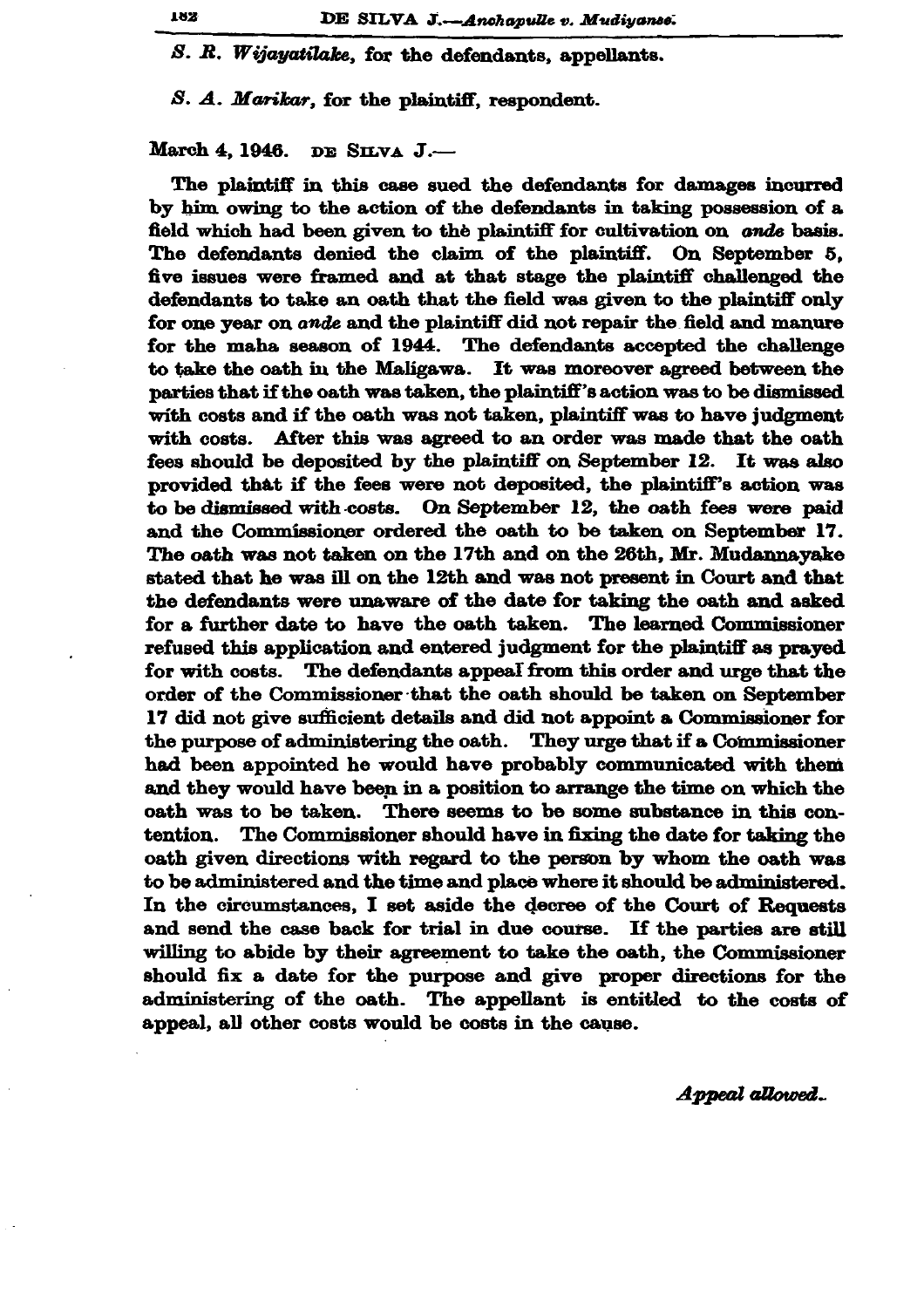*S. R. Wijayatilake*, for the defendants, appellants.

*S. A. Marikar*, for the plaintiff, respondent.

March 4, 1946. DE SILVA J.—

The plaintiff in this case sued the defendants for damages incurred by him owing to the action of the defendants in taking possession of a field which had been given to the plaintiff for cultivation on *ande* basis. The defendants denied the claim of the plaintiff. On September 5, five issues were framed and at that stage the plaintiff challenged the defendants to take an oath that the field was given to the plaintiff only for one year on *ande* and the plaintiff did not repair the field and manure for the maha season of 1944. The defendants accepted the challenge to take the oath in the Maligawa. It was moreover agreed between the parties that if the oath was taken, the plaintiff's action was to be dismissed with costs and if the oath was not taken, plaintiff was to have judgment with costs. After this was agreed to an order was made that the oath fees should be deposited by the plaintiff on September 12. It was also provided that if the fees were not deposited, the plaintiff's action was to be dismissed with costs. On September 12, the oath fees were paid and the Commissioner ordered the oath to be taken on September 17. The oath was not taken on the 17th and on the 26th, Mr. Mudannayake stated that he was ill on the 12th and was not present in Court and that the defendants were unaware of the date for taking the oath and asked for a further date to have the oath taken. The learned Commissioner refused this application and entered judgment for the plaintiff as prayed for with costs. The defendants appeal from this order and urge that the order of the Commissioner that the oath should be taken on September 17 did not give sufficient details and did not appoint a Commissioner for the purpose of administering the oath. They urge that if a Commissioner had been appointed he would have probably communicated with them and they would have been in a position to arrange the time on which the oath was to be taken. There seems to be some substance in this contention. The Commissioner should have in fixing the date for taking the oath given directions with regard to the person by whom the oath was to be administered and the time and place where it should be administered. In the circumstances, I set aside the decree of the Court of Requests and send the case back for trial in due course. If the parties are still willing to abide by their agreement to take the oath, the Commissioner should fix a date for the purpose and give proper directions for the administering of the oath. The appellant is entitled to the costs of appeal, all other costs would be costs in the cause.

*Appeal allowed.*